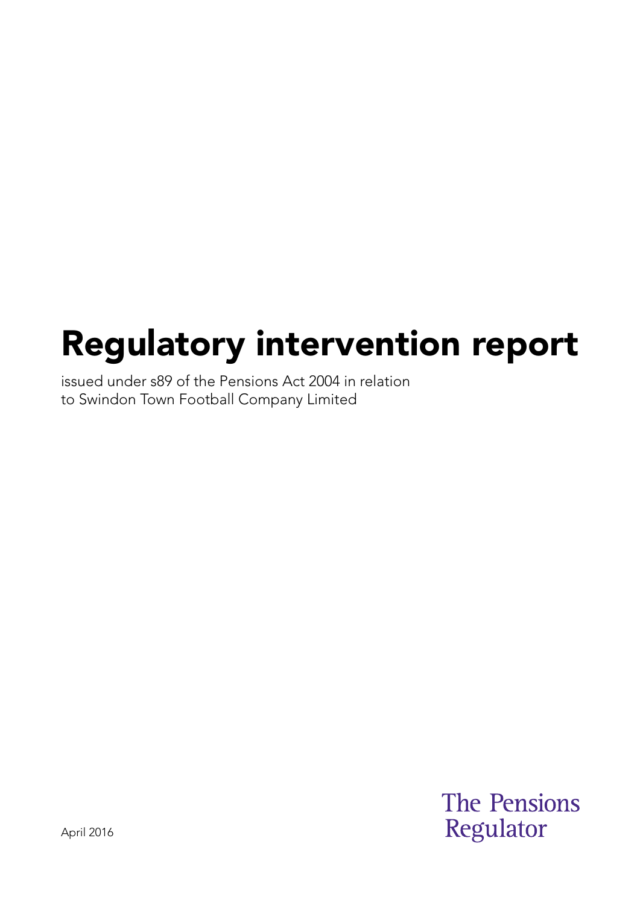# Regulatory intervention report

issued under s89 of the Pensions Act 2004 in relation to Swindon Town Football Company Limited

April 2016

The Pensions Regulator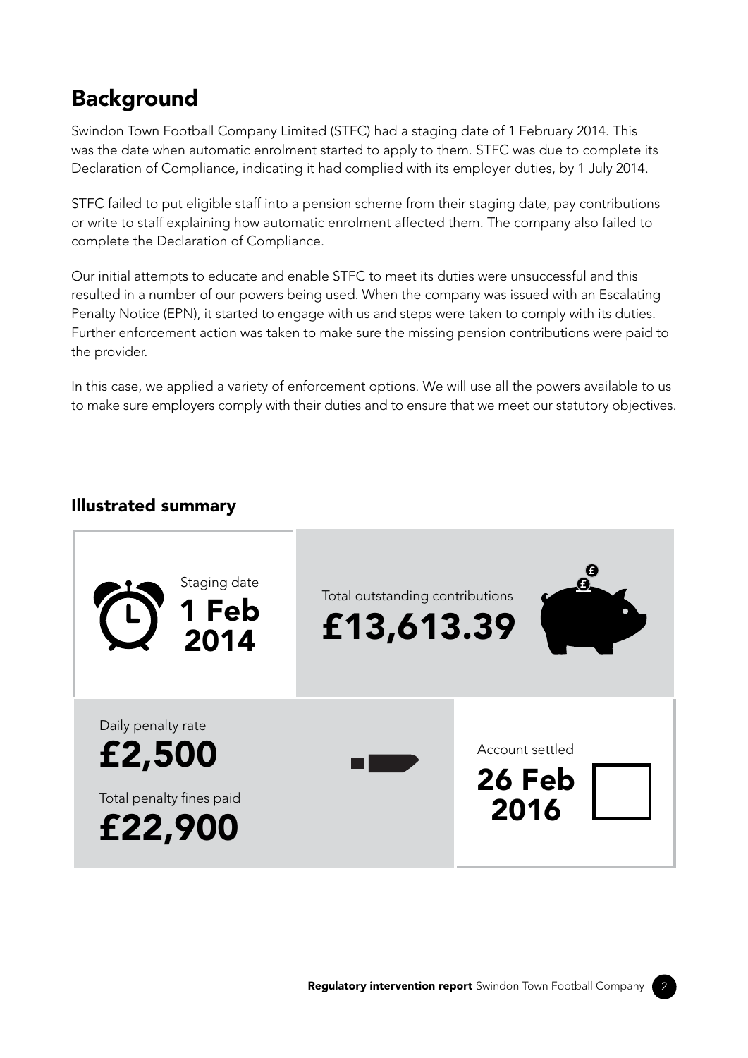## Background

Swindon Town Football Company Limited (STFC) had a staging date of 1 February 2014. This was the date when automatic enrolment started to apply to them. STFC was due to complete its Declaration of Compliance, indicating it had complied with its employer duties, by 1 July 2014.

STFC failed to put eligible staff into a pension scheme from their staging date, pay contributions or write to staff explaining how automatic enrolment affected them. The company also failed to complete the Declaration of Compliance.

Our initial attempts to educate and enable STFC to meet its duties were unsuccessful and this resulted in a number of our powers being used. When the company was issued with an Escalating Penalty Notice (EPN), it started to engage with us and steps were taken to comply with its duties. Further enforcement action was taken to make sure the missing pension contributions were paid to the provider.

In this case, we applied a variety of enforcement options. We will use all the powers available to us to make sure employers comply with their duties and to ensure that we meet our statutory objectives.

### Illustrated summary

Staging date
**1 Feb 2014**

Total outstanding contributions
**£13,613.39**

Daily penalty rate
**£2,500**

Total penalty fines paid
**£22,900**

Account settled
**26 Feb 2016**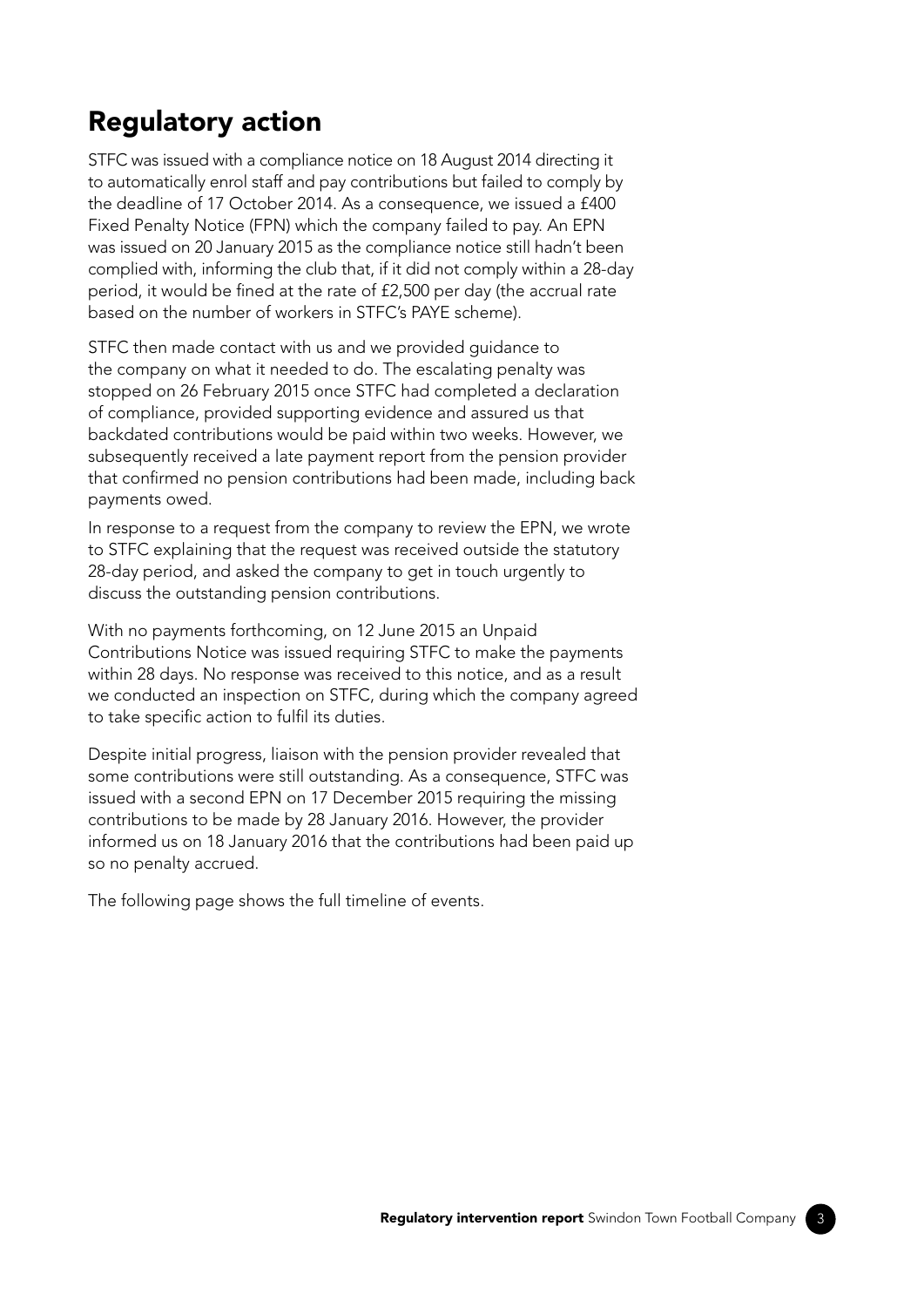## Regulatory action

STFC was issued with a compliance notice on 18 August 2014 directing it to automatically enrol staff and pay contributions but failed to comply by the deadline of 17 October 2014. As a consequence, we issued a £400 Fixed Penalty Notice (FPN) which the company failed to pay. An EPN was issued on 20 January 2015 as the compliance notice still hadn't been complied with, informing the club that, if it did not comply within a 28-day period, it would be fined at the rate of £2,500 per day (the accrual rate based on the number of workers in STFC's PAYE scheme).

STFC then made contact with us and we provided guidance to the company on what it needed to do. The escalating penalty was stopped on 26 February 2015 once STFC had completed a declaration of compliance, provided supporting evidence and assured us that backdated contributions would be paid within two weeks. However, we subsequently received a late payment report from the pension provider that confirmed no pension contributions had been made, including back payments owed.

In response to a request from the company to review the EPN, we wrote to STFC explaining that the request was received outside the statutory 28-day period, and asked the company to get in touch urgently to discuss the outstanding pension contributions.

With no payments forthcoming, on 12 June 2015 an Unpaid Contributions Notice was issued requiring STFC to make the payments within 28 days. No response was received to this notice, and as a result we conducted an inspection on STFC, during which the company agreed to take specific action to fulfil its duties.

Despite initial progress, liaison with the pension provider revealed that some contributions were still outstanding. As a consequence, STFC was issued with a second EPN on 17 December 2015 requiring the missing contributions to be made by 28 January 2016. However, the provider informed us on 18 January 2016 that the contributions had been paid up so no penalty accrued.

The following page shows the full timeline of events.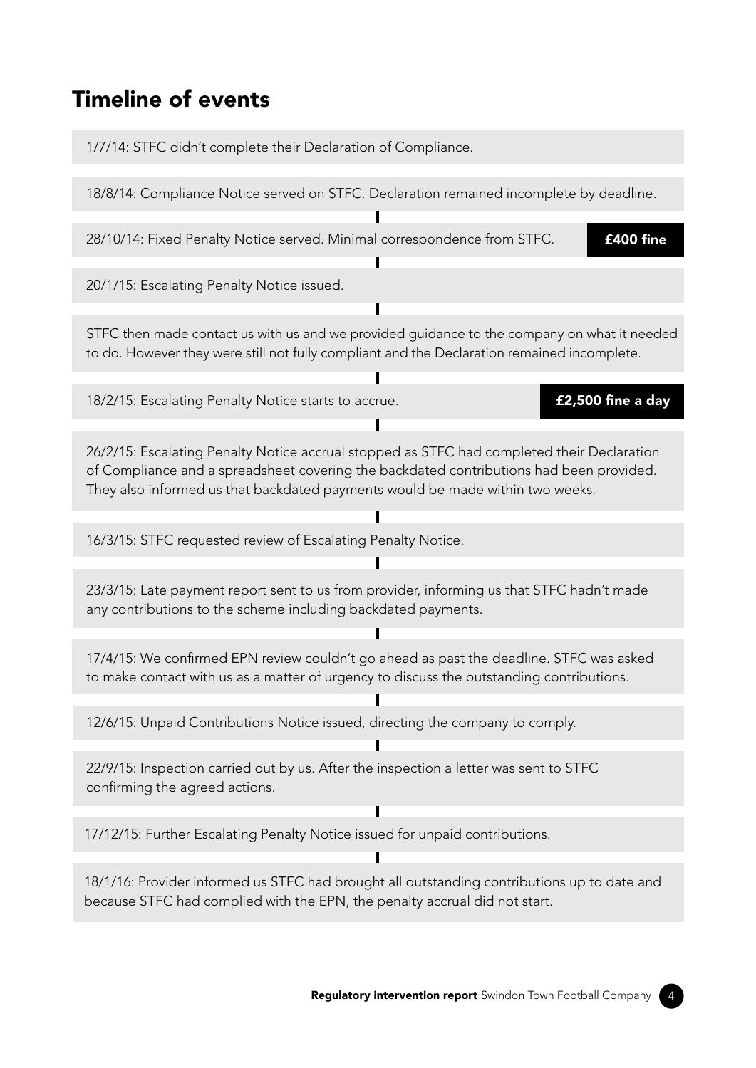## Timeline of events

1/7/14: STFC didn't complete their Declaration of Compliance.

18/8/14: Compliance Notice served on STFC. Declaration remained incomplete by deadline.

28/10/14: Fixed Penalty Notice served. Minimal correspondence from STFC. **£400 fine**

20/1/15: Escalating Penalty Notice issued.

STFC then made contact us with us and we provided guidance to the company on what it needed to do. However they were still not fully compliant and the Declaration remained incomplete.

18/2/15: Escalating Penalty Notice starts to accrue. **£2,500 fine a day**

26/2/15: Escalating Penalty Notice accrual stopped as STFC had completed their Declaration of Compliance and a spreadsheet covering the backdated contributions had been provided. They also informed us that backdated payments would be made within two weeks.

16/3/15: STFC requested review of Escalating Penalty Notice.

23/3/15: Late payment report sent to us from provider, informing us that STFC hadn't made any contributions to the scheme including backdated payments.

17/4/15: We confirmed EPN review couldn't go ahead as past the deadline. STFC was asked to make contact with us as a matter of urgency to discuss the outstanding contributions.

12/6/15: Unpaid Contributions Notice issued, directing the company to comply.

22/9/15: Inspection carried out by us. After the inspection a letter was sent to STFC confirming the agreed actions.

17/12/15: Further Escalating Penalty Notice issued for unpaid contributions.

18/1/16: Provider informed us STFC had brought all outstanding contributions up to date and because STFC had complied with the EPN, the penalty accrual did not start.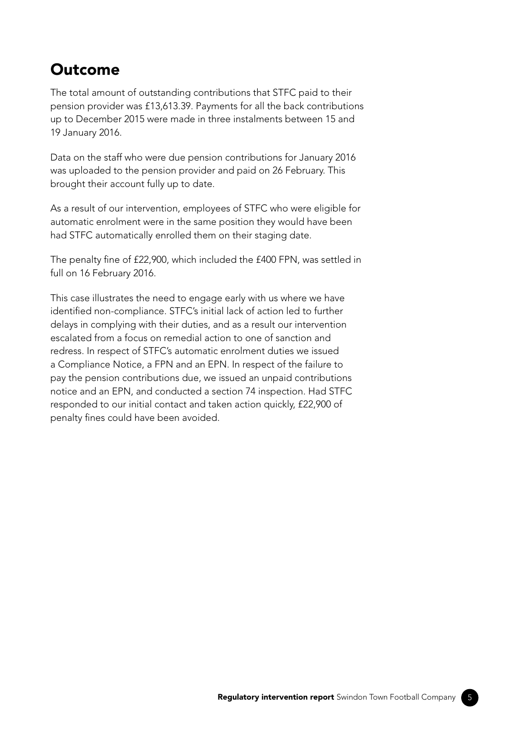## Outcome

The total amount of outstanding contributions that STFC paid to their pension provider was £13,613.39. Payments for all the back contributions up to December 2015 were made in three instalments between 15 and 19 January 2016.

Data on the staff who were due pension contributions for January 2016 was uploaded to the pension provider and paid on 26 February. This brought their account fully up to date.

As a result of our intervention, employees of STFC who were eligible for automatic enrolment were in the same position they would have been had STFC automatically enrolled them on their staging date.

The penalty fine of £22,900, which included the £400 FPN, was settled in full on 16 February 2016.

This case illustrates the need to engage early with us where we have identified non-compliance. STFC's initial lack of action led to further delays in complying with their duties, and as a result our intervention escalated from a focus on remedial action to one of sanction and redress. In respect of STFC's automatic enrolment duties we issued a Compliance Notice, a FPN and an EPN. In respect of the failure to pay the pension contributions due, we issued an unpaid contributions notice and an EPN, and conducted a section 74 inspection. Had STFC responded to our initial contact and taken action quickly, £22,900 of penalty fines could have been avoided.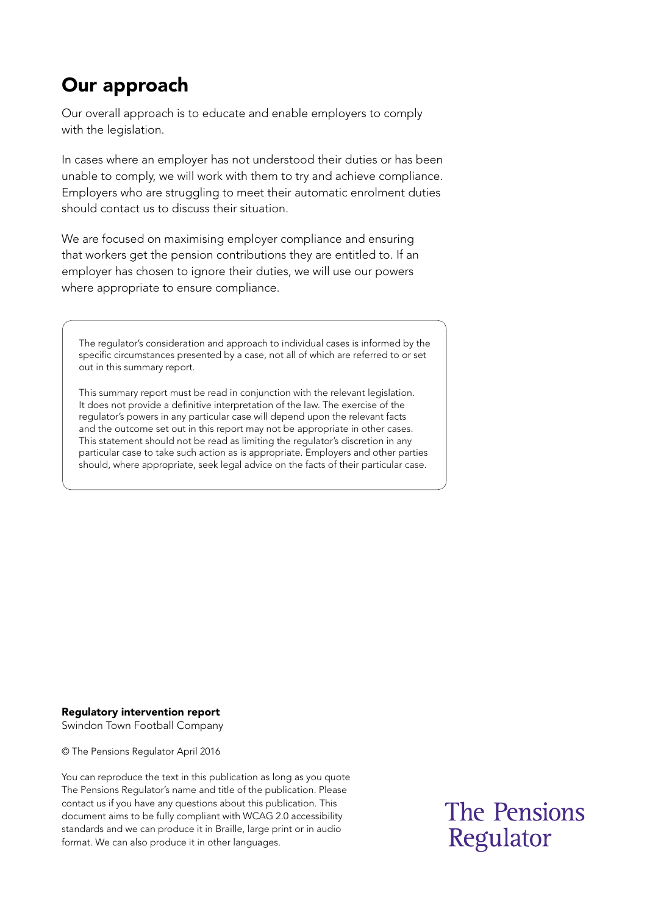# Our approach

Our overall approach is to educate and enable employers to comply with the legislation.

In cases where an employer has not understood their duties or has been unable to comply, we will work with them to try and achieve compliance. Employers who are struggling to meet their automatic enrolment duties should contact us to discuss their situation.

We are focused on maximising employer compliance and ensuring that workers get the pension contributions they are entitled to. If an employer has chosen to ignore their duties, we will use our powers where appropriate to ensure compliance.

The regulator's consideration and approach to individual cases is informed by the specific circumstances presented by a case, not all of which are referred to or set out in this summary report.

This summary report must be read in conjunction with the relevant legislation. It does not provide a definitive interpretation of the law. The exercise of the regulator's powers in any particular case will depend upon the relevant facts and the outcome set out in this report may not be appropriate in other cases. This statement should not be read as limiting the regulator's discretion in any particular case to take such action as is appropriate. Employers and other parties should, where appropriate, seek legal advice on the facts of their particular case.

**Regulatory intervention report**
Swindon Town Football Company

© The Pensions Regulator April 2016

You can reproduce the text in this publication as long as you quote The Pensions Regulator's name and title of the publication. Please contact us if you have any questions about this publication. This document aims to be fully compliant with WCAG 2.0 accessibility standards and we can produce it in Braille, large print or in audio format. We can also produce it in other languages.

The Pensions Regulator